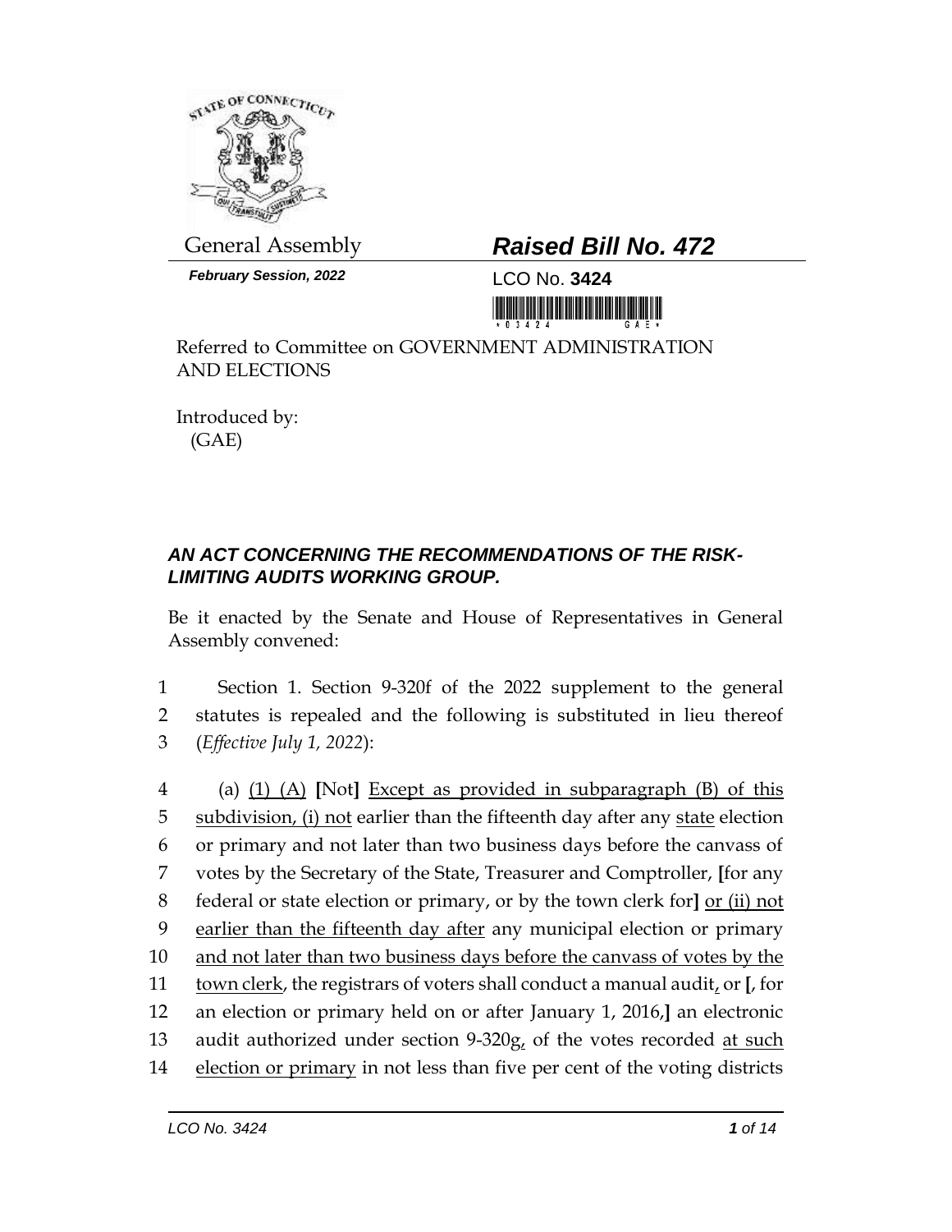General Assembly

***Raised Bill No. 472***

***February Session, 2022***

LCO No. **3424**

Referred to Committee on GOVERNMENT ADMINISTRATION AND ELECTIONS

Introduced by:
(GAE)

***AN ACT CONCERNING THE RECOMMENDATIONS OF THE RISK-LIMITING AUDITS WORKING GROUP.***

Be it enacted by the Senate and House of Representatives in General Assembly convened:

1 Section 1. Section 9-320f of the 2022 supplement to the general
2 statutes is repealed and the following is substituted in lieu thereof
3 (*Effective July 1, 2022*):

4 (a) <u>(1) (A)</u> **[**Not**]** <u>Except as provided in subparagraph (B) of this</u>
5 <u>subdivision, (i) not</u> earlier than the fifteenth day after any <u>state</u> election
6 or primary and not later than two business days before the canvass of
7 votes by the Secretary of the State, Treasurer and Comptroller, **[**for any
8 federal or state election or primary, or by the town clerk for**]** <u>or (ii) not</u>
9 <u>earlier than the fifteenth day after</u> any municipal election or primary
10 <u>and not later than two business days before the canvass of votes by the</u>
11 <u>town clerk</u>, the registrars of voters shall conduct a manual audit<u>,</u> or **[**, for
12 an election or primary held on or after January 1, 2016,**]** an electronic
13 audit authorized under section 9-320g<u>,</u> of the votes recorded <u>at such</u>
14 <u>election or primary</u> in not less than five per cent of the voting districts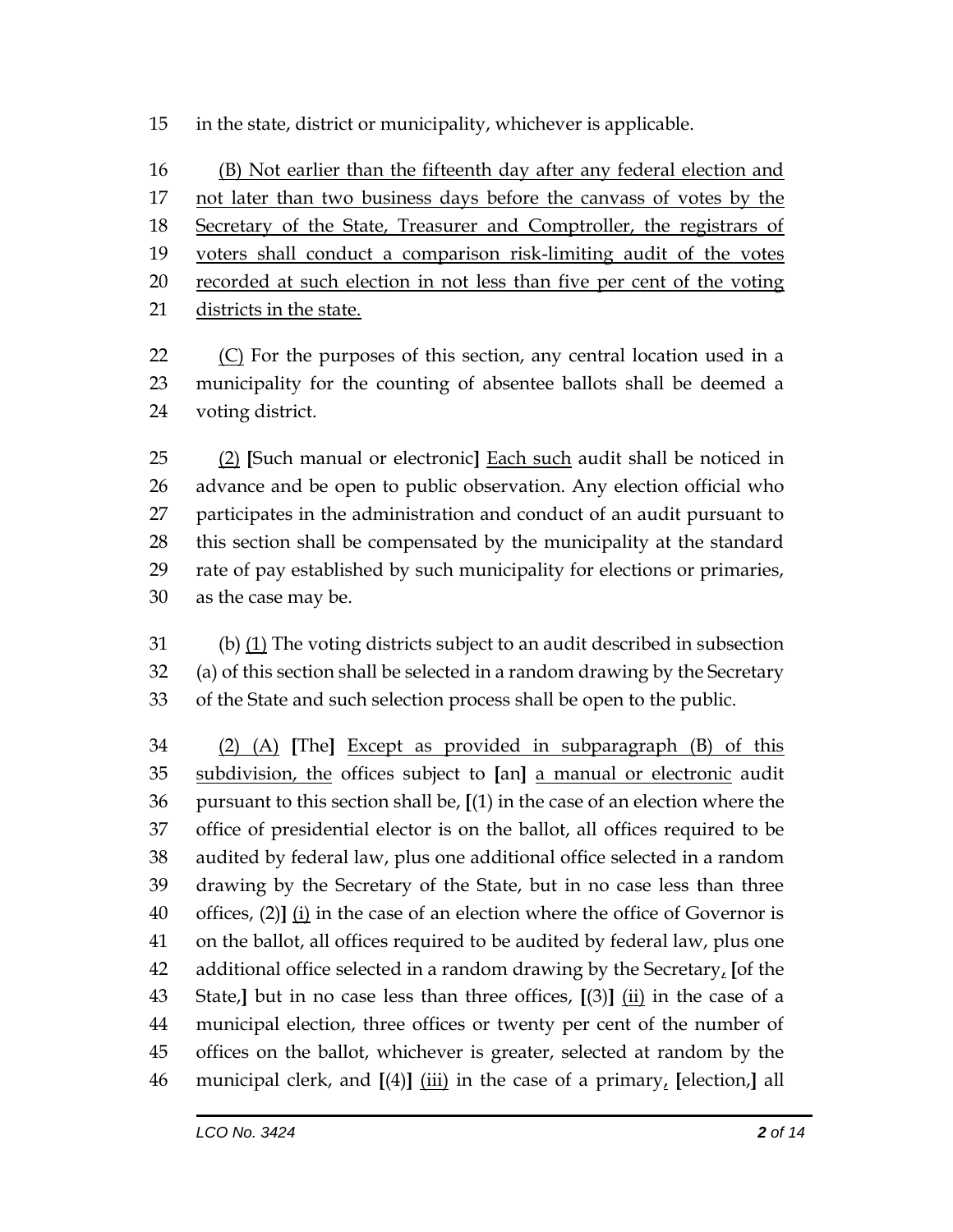in the state, district or municipality, whichever is applicable.

(B) Not earlier than the fifteenth day after any federal election and not later than two business days before the canvass of votes by the Secretary of the State, Treasurer and Comptroller, the registrars of voters shall conduct a comparison risk-limiting audit of the votes recorded at such election in not less than five per cent of the voting districts in the state.

(C) For the purposes of this section, any central location used in a municipality for the counting of absentee ballots shall be deemed a voting district.

(2) [Such manual or electronic] Each such audit shall be noticed in advance and be open to public observation. Any election official who participates in the administration and conduct of an audit pursuant to this section shall be compensated by the municipality at the standard rate of pay established by such municipality for elections or primaries, as the case may be.

(b) (1) The voting districts subject to an audit described in subsection (a) of this section shall be selected in a random drawing by the Secretary of the State and such selection process shall be open to the public.

(2) (A) [The] Except as provided in subparagraph (B) of this subdivision, the offices subject to [an] a manual or electronic audit pursuant to this section shall be, [(1) in the case of an election where the office of presidential elector is on the ballot, all offices required to be audited by federal law, plus one additional office selected in a random drawing by the Secretary of the State, but in no case less than three offices, (2)] (i) in the case of an election where the office of Governor is on the ballot, all offices required to be audited by federal law, plus one additional office selected in a random drawing by the Secretary, [of the State,] but in no case less than three offices, [(3)] (ii) in the case of a municipal election, three offices or twenty per cent of the number of offices on the ballot, whichever is greater, selected at random by the municipal clerk, and [(4)] (iii) in the case of a primary, [election,] all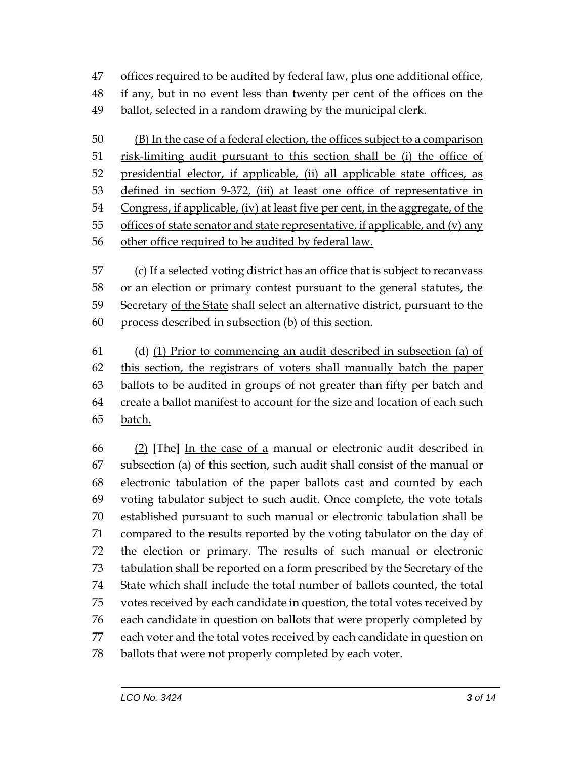47 offices required to be audited by federal law, plus one additional office,
48 if any, but in no event less than twenty per cent of the offices on the
49 ballot, selected in a random drawing by the municipal clerk.

50 <u>(B) In the case of a federal election, the offices subject to a comparison</u>
51 <u>risk-limiting audit pursuant to this section shall be (i) the office of</u>
52 <u>presidential elector, if applicable, (ii) all applicable state offices, as</u>
53 <u>defined in section 9-372, (iii) at least one office of representative in</u>
54 <u>Congress, if applicable, (iv) at least five per cent, in the aggregate, of the</u>
55 <u>offices of state senator and state representative, if applicable, and (v) any</u>
56 <u>other office required to be audited by federal law.</u>

57 (c) If a selected voting district has an office that is subject to recanvass
58 or an election or primary contest pursuant to the general statutes, the
59 Secretary <u>of the State</u> shall select an alternative district, pursuant to the
60 process described in subsection (b) of this section.

61 (d) <u>(1) Prior to commencing an audit described in subsection (a) of</u>
62 <u>this section, the registrars of voters shall manually batch the paper</u>
63 <u>ballots to be audited in groups of not greater than fifty per batch and</u>
64 <u>create a ballot manifest to account for the size and location of each such</u>
65 <u>batch.</u>

66 <u>(2)</u> **[**The**]** <u>In the case of a</u> manual or electronic audit described in
67 subsection (a) of this section<u>, such audit</u> shall consist of the manual or
68 electronic tabulation of the paper ballots cast and counted by each
69 voting tabulator subject to such audit. Once complete, the vote totals
70 established pursuant to such manual or electronic tabulation shall be
71 compared to the results reported by the voting tabulator on the day of
72 the election or primary. The results of such manual or electronic
73 tabulation shall be reported on a form prescribed by the Secretary of the
74 State which shall include the total number of ballots counted, the total
75 votes received by each candidate in question, the total votes received by
76 each candidate in question on ballots that were properly completed by
77 each voter and the total votes received by each candidate in question on
78 ballots that were not properly completed by each voter.

LCO No. 3424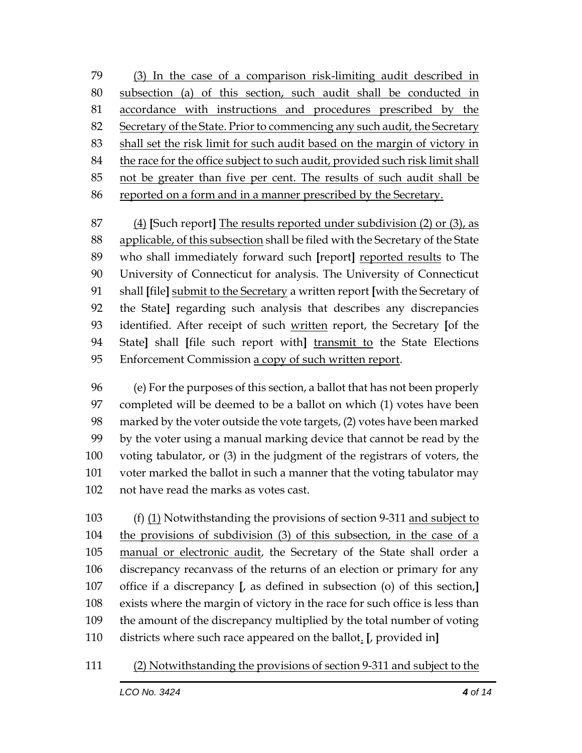79 (3) In the case of a comparison risk-limiting audit described in
80 subsection (a) of this section, such audit shall be conducted in
81 accordance with instructions and procedures prescribed by the
82 Secretary of the State. Prior to commencing any such audit, the Secretary
83 shall set the risk limit for such audit based on the margin of victory in
84 the race for the office subject to such audit, provided such risk limit shall
85 not be greater than five per cent. The results of such audit shall be
86 reported on a form and in a manner prescribed by the Secretary.

87 (4) [Such report] The results reported under subdivision (2) or (3), as
88 applicable, of this subsection shall be filed with the Secretary of the State
89 who shall immediately forward such [report] reported results to The
90 University of Connecticut for analysis. The University of Connecticut
91 shall [file] submit to the Secretary a written report [with the Secretary of
92 the State] regarding such analysis that describes any discrepancies
93 identified. After receipt of such written report, the Secretary [of the
94 State] shall [file such report with] transmit to the State Elections
95 Enforcement Commission a copy of such written report.

96 (e) For the purposes of this section, a ballot that has not been properly
97 completed will be deemed to be a ballot on which (1) votes have been
98 marked by the voter outside the vote targets, (2) votes have been marked
99 by the voter using a manual marking device that cannot be read by the
100 voting tabulator, or (3) in the judgment of the registrars of voters, the
101 voter marked the ballot in such a manner that the voting tabulator may
102 not have read the marks as votes cast.

103 (f) (1) Notwithstanding the provisions of section 9-311 and subject to
104 the provisions of subdivision (3) of this subsection, in the case of a
105 manual or electronic audit, the Secretary of the State shall order a
106 discrepancy recanvass of the returns of an election or primary for any
107 office if a discrepancy [, as defined in subsection (o) of this section,]
108 exists where the margin of victory in the race for such office is less than
109 the amount of the discrepancy multiplied by the total number of voting
110 districts where such race appeared on the ballot. [, provided in]

111 (2) Notwithstanding the provisions of section 9-311 and subject to the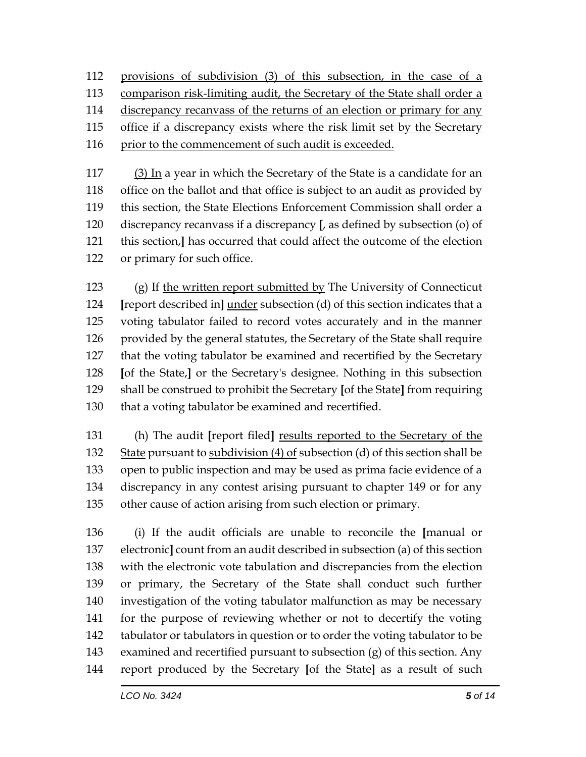112 <u>provisions of subdivision (3) of this subsection, in the case of a</u>
113 <u>comparison risk-limiting audit, the Secretary of the State shall order a</u>
114 <u>discrepancy recanvass of the returns of an election or primary for any</u>
115 <u>office if a discrepancy exists where the risk limit set by the Secretary</u>
116 <u>prior to the commencement of such audit is exceeded.</u>

117 <u>(3) In</u> a year in which the Secretary of the State is a candidate for an
118 office on the ballot and that office is subject to an audit as provided by
119 this section, the State Elections Enforcement Commission shall order a
120 discrepancy recanvass if a discrepancy **[**, as defined by subsection (o) of
121 this section,**]** has occurred that could affect the outcome of the election
122 or primary for such office.

123 (g) If <u>the written report submitted by</u> The University of Connecticut
124 **[**report described in**]** <u>under</u> subsection (d) of this section indicates that a
125 voting tabulator failed to record votes accurately and in the manner
126 provided by the general statutes, the Secretary of the State shall require
127 that the voting tabulator be examined and recertified by the Secretary
128 **[**of the State,**]** or the Secretary's designee. Nothing in this subsection
129 shall be construed to prohibit the Secretary **[**of the State**]** from requiring
130 that a voting tabulator be examined and recertified.

131 (h) The audit **[**report filed**]** <u>results reported to the Secretary of the</u>
132 <u>State</u> pursuant to <u>subdivision (4) of</u> subsection (d) of this section shall be
133 open to public inspection and may be used as prima facie evidence of a
134 discrepancy in any contest arising pursuant to chapter 149 or for any
135 other cause of action arising from such election or primary.

136 (i) If the audit officials are unable to reconcile the **[**manual or
137 electronic**]** count from an audit described in subsection (a) of this section
138 with the electronic vote tabulation and discrepancies from the election
139 or primary, the Secretary of the State shall conduct such further
140 investigation of the voting tabulator malfunction as may be necessary
141 for the purpose of reviewing whether or not to decertify the voting
142 tabulator or tabulators in question or to order the voting tabulator to be
143 examined and recertified pursuant to subsection (g) of this section. Any
144 report produced by the Secretary **[**of the State**]** as a result of such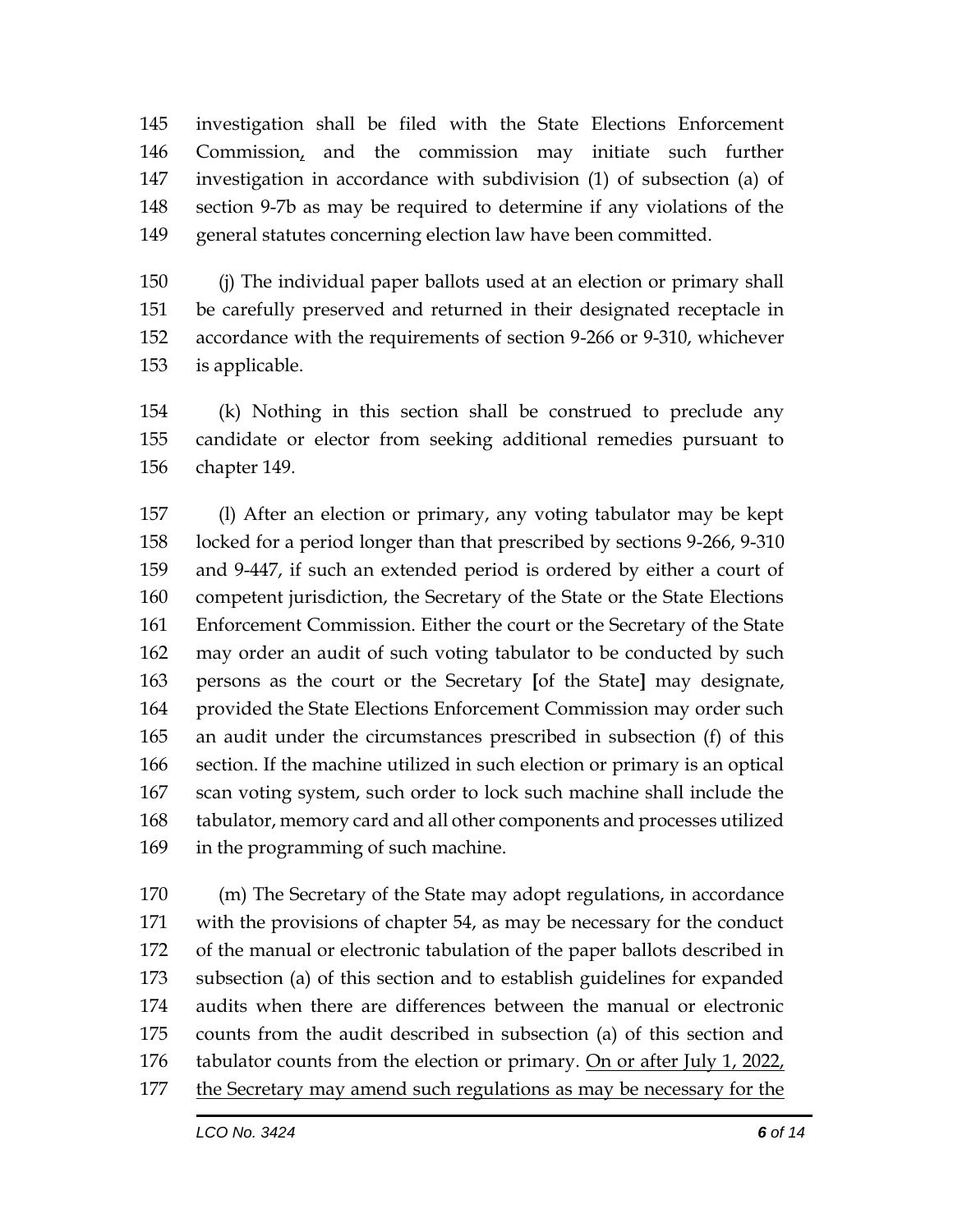145 investigation shall be filed with the State Elections Enforcement
146 Commission, and the commission may initiate such further
147 investigation in accordance with subdivision (1) of subsection (a) of
148 section 9-7b as may be required to determine if any violations of the
149 general statutes concerning election law have been committed.

150 (j) The individual paper ballots used at an election or primary shall
151 be carefully preserved and returned in their designated receptacle in
152 accordance with the requirements of section 9-266 or 9-310, whichever
153 is applicable.

154 (k) Nothing in this section shall be construed to preclude any
155 candidate or elector from seeking additional remedies pursuant to
156 chapter 149.

157 (l) After an election or primary, any voting tabulator may be kept
158 locked for a period longer than that prescribed by sections 9-266, 9-310
159 and 9-447, if such an extended period is ordered by either a court of
160 competent jurisdiction, the Secretary of the State or the State Elections
161 Enforcement Commission. Either the court or the Secretary of the State
162 may order an audit of such voting tabulator to be conducted by such
163 persons as the court or the Secretary [of the State] may designate,
164 provided the State Elections Enforcement Commission may order such
165 an audit under the circumstances prescribed in subsection (f) of this
166 section. If the machine utilized in such election or primary is an optical
167 scan voting system, such order to lock such machine shall include the
168 tabulator, memory card and all other components and processes utilized
169 in the programming of such machine.

170 (m) The Secretary of the State may adopt regulations, in accordance
171 with the provisions of chapter 54, as may be necessary for the conduct
172 of the manual or electronic tabulation of the paper ballots described in
173 subsection (a) of this section and to establish guidelines for expanded
174 audits when there are differences between the manual or electronic
175 counts from the audit described in subsection (a) of this section and
176 tabulator counts from the election or primary. <u>On or after July 1, 2022,</u>
177 <u>the Secretary may amend such regulations as may be necessary for the</u>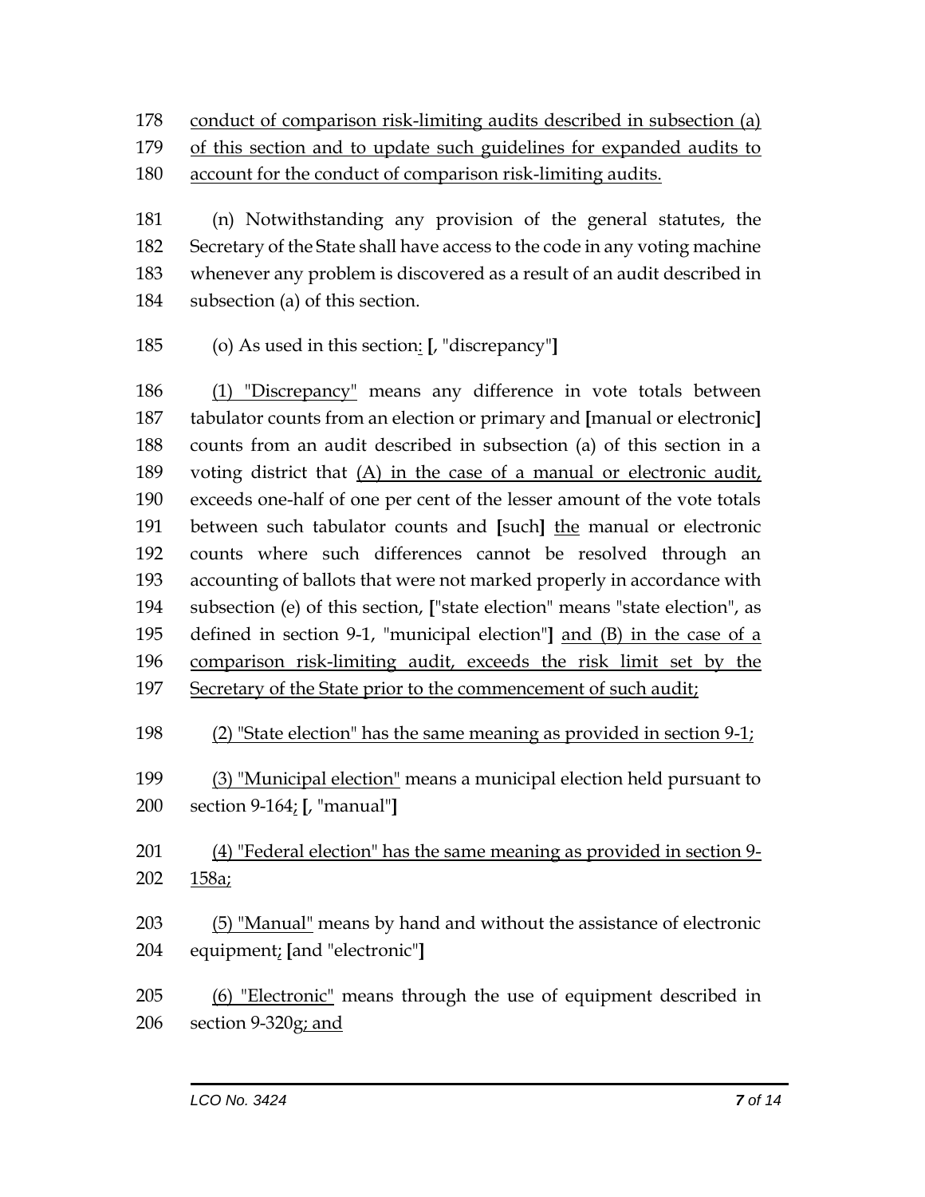178 conduct of comparison risk-limiting audits described in subsection (a)
179 of this section and to update such guidelines for expanded audits to
180 account for the conduct of comparison risk-limiting audits.

181 (n) Notwithstanding any provision of the general statutes, the
182 Secretary of the State shall have access to the code in any voting machine
183 whenever any problem is discovered as a result of an audit described in
184 subsection (a) of this section.

185 (o) As used in this section: [, "discrepancy"]

186 (1) "Discrepancy" means any difference in vote totals between
187 tabulator counts from an election or primary and [manual or electronic]
188 counts from an audit described in subsection (a) of this section in a
189 voting district that (A) in the case of a manual or electronic audit,
190 exceeds one-half of one per cent of the lesser amount of the vote totals
191 between such tabulator counts and [such] the manual or electronic
192 counts where such differences cannot be resolved through an
193 accounting of ballots that were not marked properly in accordance with
194 subsection (e) of this section, ["state election" means "state election", as
195 defined in section 9-1, "municipal election"] and (B) in the case of a
196 comparison risk-limiting audit, exceeds the risk limit set by the
197 Secretary of the State prior to the commencement of such audit;

198 (2) "State election" has the same meaning as provided in section 9-1;

199 (3) "Municipal election" means a municipal election held pursuant to
200 section 9-164; [, "manual"]

201 (4) "Federal election" has the same meaning as provided in section 9-
202 158a;

203 (5) "Manual" means by hand and without the assistance of electronic
204 equipment; [and "electronic"]

205 (6) "Electronic" means through the use of equipment described in
206 section 9-320g; and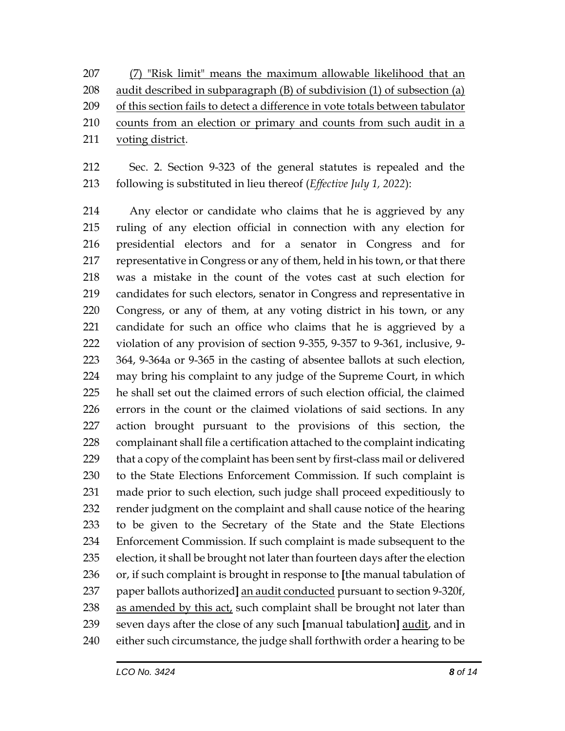207 (7) "Risk limit" means the maximum allowable likelihood that an
208 audit described in subparagraph (B) of subdivision (1) of subsection (a)
209 of this section fails to detect a difference in vote totals between tabulator
210 counts from an election or primary and counts from such audit in a
211 voting district.

212 Sec. 2. Section 9-323 of the general statutes is repealed and the
213 following is substituted in lieu thereof (*Effective July 1, 2022*):

214 Any elector or candidate who claims that he is aggrieved by any
215 ruling of any election official in connection with any election for
216 presidential electors and for a senator in Congress and for
217 representative in Congress or any of them, held in his town, or that there
218 was a mistake in the count of the votes cast at such election for
219 candidates for such electors, senator in Congress and representative in
220 Congress, or any of them, at any voting district in his town, or any
221 candidate for such an office who claims that he is aggrieved by a
222 violation of any provision of section 9-355, 9-357 to 9-361, inclusive, 9-
223 364, 9-364a or 9-365 in the casting of absentee ballots at such election,
224 may bring his complaint to any judge of the Supreme Court, in which
225 he shall set out the claimed errors of such election official, the claimed
226 errors in the count or the claimed violations of said sections. In any
227 action brought pursuant to the provisions of this section, the
228 complainant shall file a certification attached to the complaint indicating
229 that a copy of the complaint has been sent by first-class mail or delivered
230 to the State Elections Enforcement Commission. If such complaint is
231 made prior to such election, such judge shall proceed expeditiously to
232 render judgment on the complaint and shall cause notice of the hearing
233 to be given to the Secretary of the State and the State Elections
234 Enforcement Commission. If such complaint is made subsequent to the
235 election, it shall be brought not later than fourteen days after the election
236 or, if such complaint is brought in response to [the manual tabulation of
237 paper ballots authorized] an audit conducted pursuant to section 9-320f,
238 as amended by this act, such complaint shall be brought not later than
239 seven days after the close of any such [manual tabulation] audit, and in
240 either such circumstance, the judge shall forthwith order a hearing to be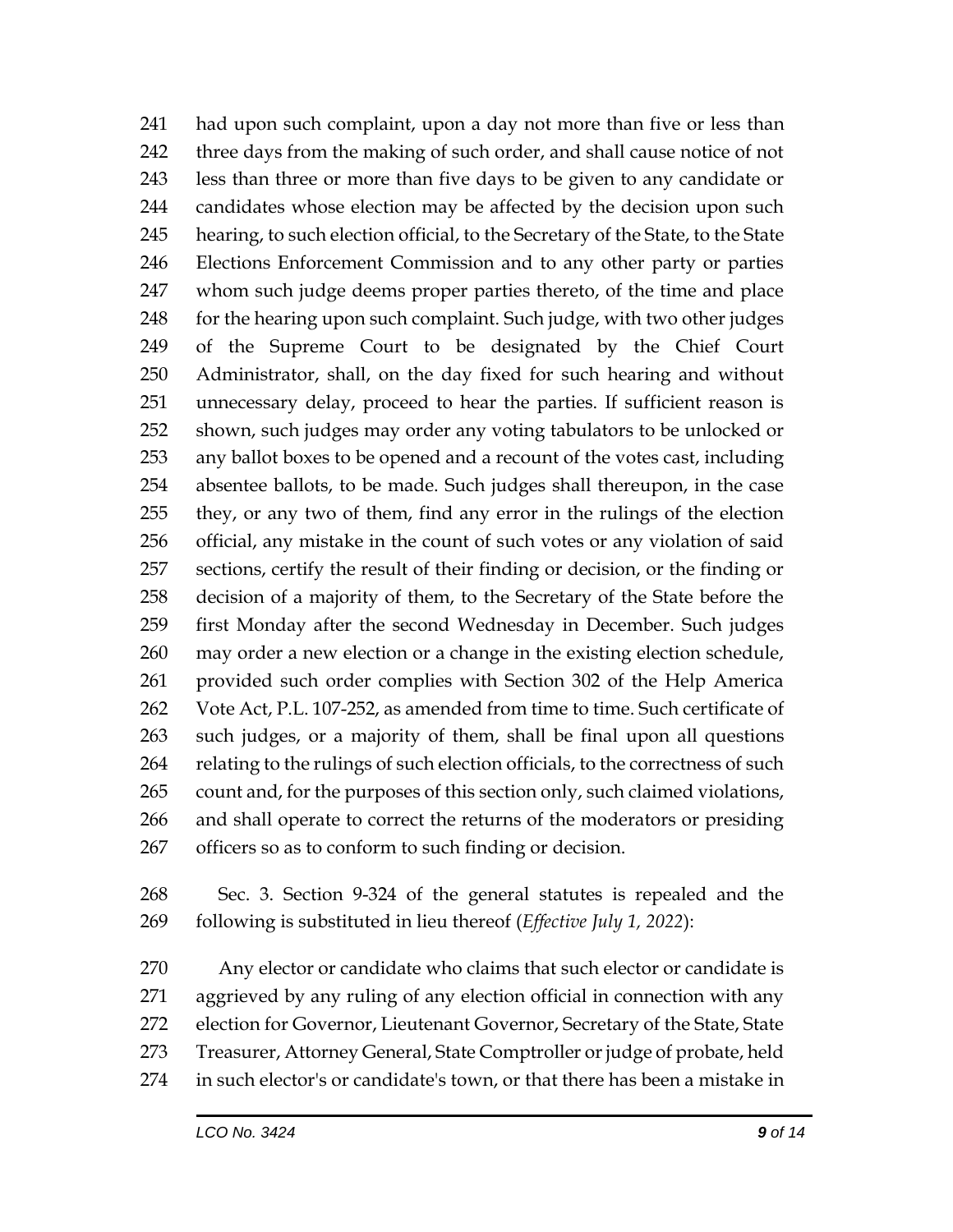had upon such complaint, upon a day not more than five or less than three days from the making of such order, and shall cause notice of not less than three or more than five days to be given to any candidate or candidates whose election may be affected by the decision upon such hearing, to such election official, to the Secretary of the State, to the State Elections Enforcement Commission and to any other party or parties whom such judge deems proper parties thereto, of the time and place for the hearing upon such complaint. Such judge, with two other judges of the Supreme Court to be designated by the Chief Court Administrator, shall, on the day fixed for such hearing and without unnecessary delay, proceed to hear the parties. If sufficient reason is shown, such judges may order any voting tabulators to be unlocked or any ballot boxes to be opened and a recount of the votes cast, including absentee ballots, to be made. Such judges shall thereupon, in the case they, or any two of them, find any error in the rulings of the election official, any mistake in the count of such votes or any violation of said sections, certify the result of their finding or decision, or the finding or decision of a majority of them, to the Secretary of the State before the first Monday after the second Wednesday in December. Such judges may order a new election or a change in the existing election schedule, provided such order complies with Section 302 of the Help America Vote Act, P.L. 107-252, as amended from time to time. Such certificate of such judges, or a majority of them, shall be final upon all questions relating to the rulings of such election officials, to the correctness of such count and, for the purposes of this section only, such claimed violations, and shall operate to correct the returns of the moderators or presiding officers so as to conform to such finding or decision.

Sec. 3. Section 9-324 of the general statutes is repealed and the following is substituted in lieu thereof (*Effective July 1, 2022*):

Any elector or candidate who claims that such elector or candidate is aggrieved by any ruling of any election official in connection with any election for Governor, Lieutenant Governor, Secretary of the State, State Treasurer, Attorney General, State Comptroller or judge of probate, held in such elector's or candidate's town, or that there has been a mistake in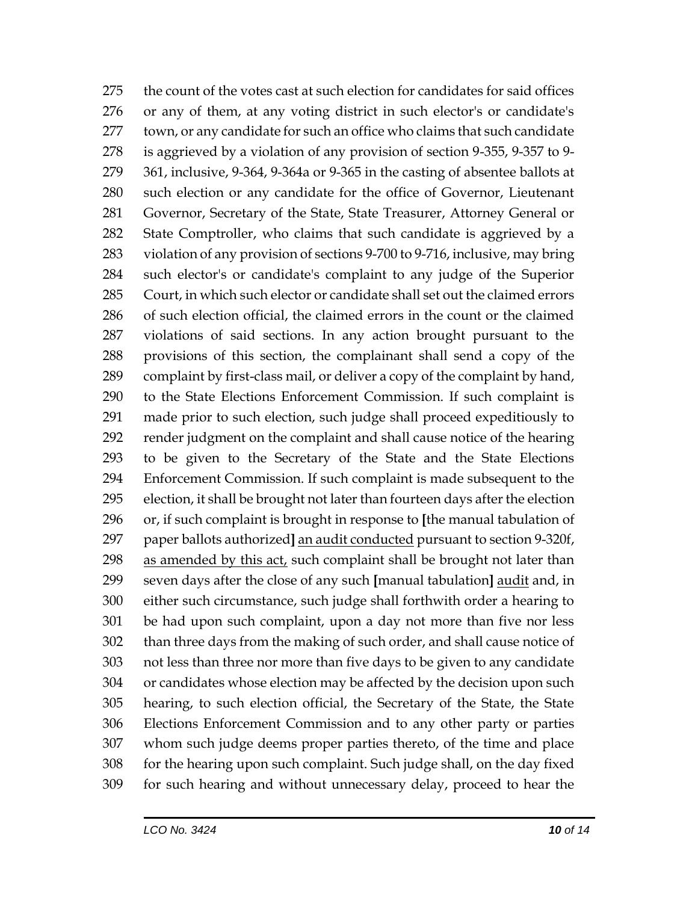275 the count of the votes cast at such election for candidates for said offices
276 or any of them, at any voting district in such elector's or candidate's
277 town, or any candidate for such an office who claims that such candidate
278 is aggrieved by a violation of any provision of section 9-355, 9-357 to 9-
279 361, inclusive, 9-364, 9-364a or 9-365 in the casting of absentee ballots at
280 such election or any candidate for the office of Governor, Lieutenant
281 Governor, Secretary of the State, State Treasurer, Attorney General or
282 State Comptroller, who claims that such candidate is aggrieved by a
283 violation of any provision of sections 9-700 to 9-716, inclusive, may bring
284 such elector's or candidate's complaint to any judge of the Superior
285 Court, in which such elector or candidate shall set out the claimed errors
286 of such election official, the claimed errors in the count or the claimed
287 violations of said sections. In any action brought pursuant to the
288 provisions of this section, the complainant shall send a copy of the
289 complaint by first-class mail, or deliver a copy of the complaint by hand,
290 to the State Elections Enforcement Commission. If such complaint is
291 made prior to such election, such judge shall proceed expeditiously to
292 render judgment on the complaint and shall cause notice of the hearing
293 to be given to the Secretary of the State and the State Elections
294 Enforcement Commission. If such complaint is made subsequent to the
295 election, it shall be brought not later than fourteen days after the election
296 or, if such complaint is brought in response to **[**the manual tabulation of
297 paper ballots authorized**]** <u>an audit conducted</u> pursuant to section 9-320f,
298 <u>as amended by this act,</u> such complaint shall be brought not later than
299 seven days after the close of any such **[**manual tabulation**]** <u>audit</u> and, in
300 either such circumstance, such judge shall forthwith order a hearing to
301 be had upon such complaint, upon a day not more than five nor less
302 than three days from the making of such order, and shall cause notice of
303 not less than three nor more than five days to be given to any candidate
304 or candidates whose election may be affected by the decision upon such
305 hearing, to such election official, the Secretary of the State, the State
306 Elections Enforcement Commission and to any other party or parties
307 whom such judge deems proper parties thereto, of the time and place
308 for the hearing upon such complaint. Such judge shall, on the day fixed
309 for such hearing and without unnecessary delay, proceed to hear the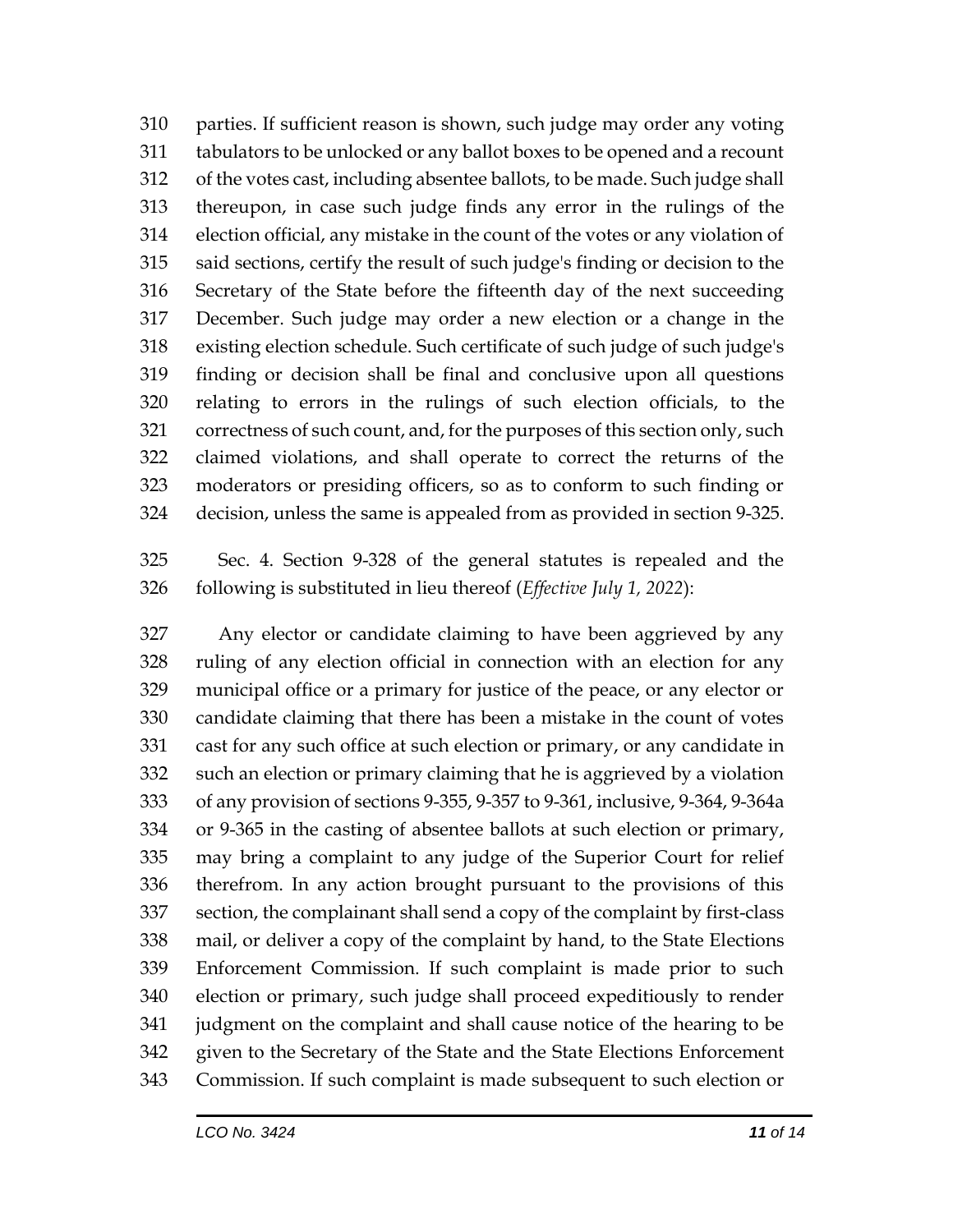parties. If sufficient reason is shown, such judge may order any voting tabulators to be unlocked or any ballot boxes to be opened and a recount of the votes cast, including absentee ballots, to be made. Such judge shall thereupon, in case such judge finds any error in the rulings of the election official, any mistake in the count of the votes or any violation of said sections, certify the result of such judge's finding or decision to the Secretary of the State before the fifteenth day of the next succeeding December. Such judge may order a new election or a change in the existing election schedule. Such certificate of such judge of such judge's finding or decision shall be final and conclusive upon all questions relating to errors in the rulings of such election officials, to the correctness of such count, and, for the purposes of this section only, such claimed violations, and shall operate to correct the returns of the moderators or presiding officers, so as to conform to such finding or decision, unless the same is appealed from as provided in section 9-325.

Sec. 4. Section 9-328 of the general statutes is repealed and the following is substituted in lieu thereof (*Effective July 1, 2022*):

Any elector or candidate claiming to have been aggrieved by any ruling of any election official in connection with an election for any municipal office or a primary for justice of the peace, or any elector or candidate claiming that there has been a mistake in the count of votes cast for any such office at such election or primary, or any candidate in such an election or primary claiming that he is aggrieved by a violation of any provision of sections 9-355, 9-357 to 9-361, inclusive, 9-364, 9-364a or 9-365 in the casting of absentee ballots at such election or primary, may bring a complaint to any judge of the Superior Court for relief therefrom. In any action brought pursuant to the provisions of this section, the complainant shall send a copy of the complaint by first-class mail, or deliver a copy of the complaint by hand, to the State Elections Enforcement Commission. If such complaint is made prior to such election or primary, such judge shall proceed expeditiously to render judgment on the complaint and shall cause notice of the hearing to be given to the Secretary of the State and the State Elections Enforcement Commission. If such complaint is made subsequent to such election or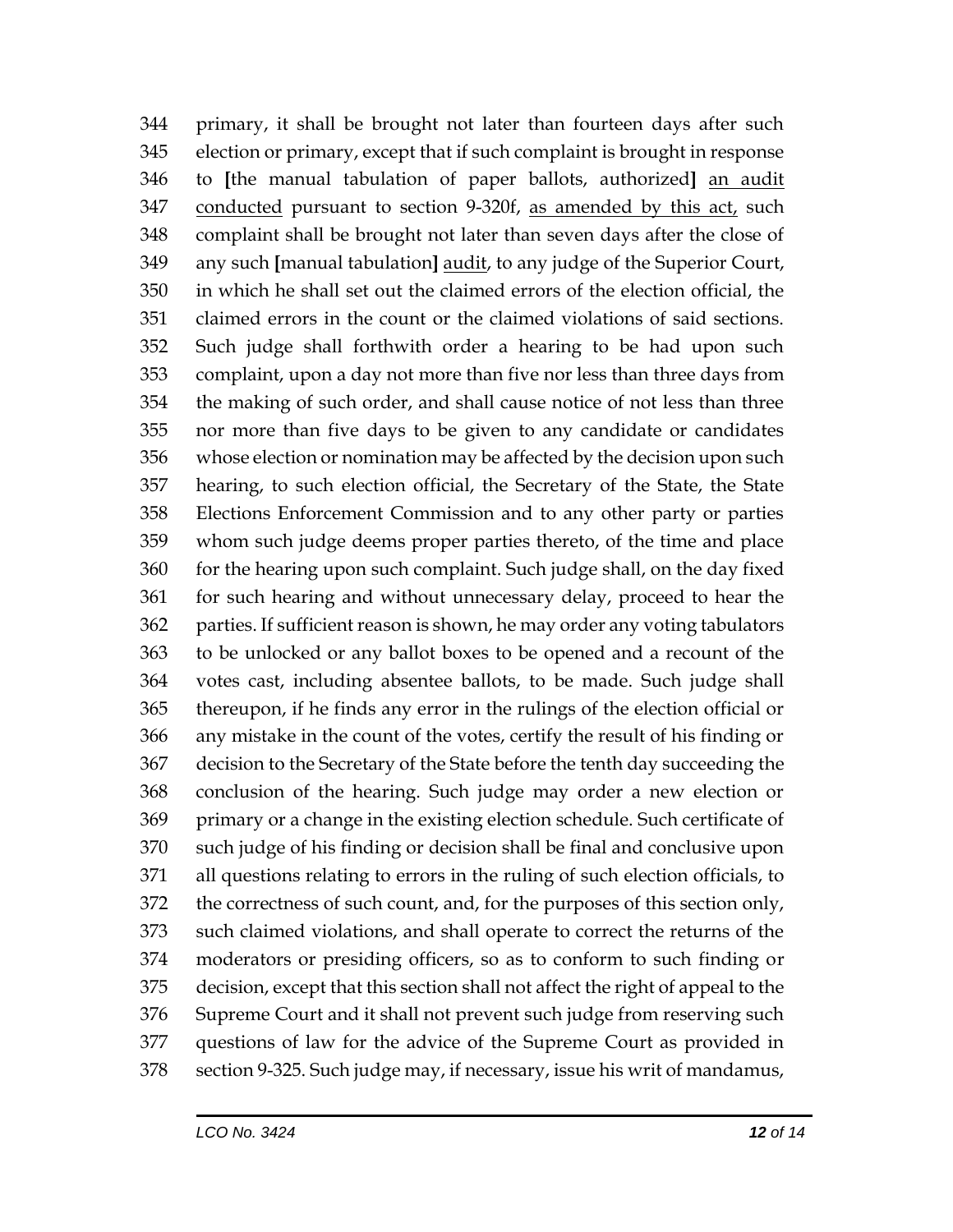344 primary, it shall be brought not later than fourteen days after such
345 election or primary, except that if such complaint is brought in response
346 to **[**the manual tabulation of paper ballots, authorized**]** <u>an audit</u>
347 <u>conducted</u> pursuant to section 9-320f, <u>as amended by this act,</u> such
348 complaint shall be brought not later than seven days after the close of
349 any such **[**manual tabulation**]** <u>audit</u>, to any judge of the Superior Court,
350 in which he shall set out the claimed errors of the election official, the
351 claimed errors in the count or the claimed violations of said sections.
352 Such judge shall forthwith order a hearing to be had upon such
353 complaint, upon a day not more than five nor less than three days from
354 the making of such order, and shall cause notice of not less than three
355 nor more than five days to be given to any candidate or candidates
356 whose election or nomination may be affected by the decision upon such
357 hearing, to such election official, the Secretary of the State, the State
358 Elections Enforcement Commission and to any other party or parties
359 whom such judge deems proper parties thereto, of the time and place
360 for the hearing upon such complaint. Such judge shall, on the day fixed
361 for such hearing and without unnecessary delay, proceed to hear the
362 parties. If sufficient reason is shown, he may order any voting tabulators
363 to be unlocked or any ballot boxes to be opened and a recount of the
364 votes cast, including absentee ballots, to be made. Such judge shall
365 thereupon, if he finds any error in the rulings of the election official or
366 any mistake in the count of the votes, certify the result of his finding or
367 decision to the Secretary of the State before the tenth day succeeding the
368 conclusion of the hearing. Such judge may order a new election or
369 primary or a change in the existing election schedule. Such certificate of
370 such judge of his finding or decision shall be final and conclusive upon
371 all questions relating to errors in the ruling of such election officials, to
372 the correctness of such count, and, for the purposes of this section only,
373 such claimed violations, and shall operate to correct the returns of the
374 moderators or presiding officers, so as to conform to such finding or
375 decision, except that this section shall not affect the right of appeal to the
376 Supreme Court and it shall not prevent such judge from reserving such
377 questions of law for the advice of the Supreme Court as provided in
378 section 9-325. Such judge may, if necessary, issue his writ of mandamus,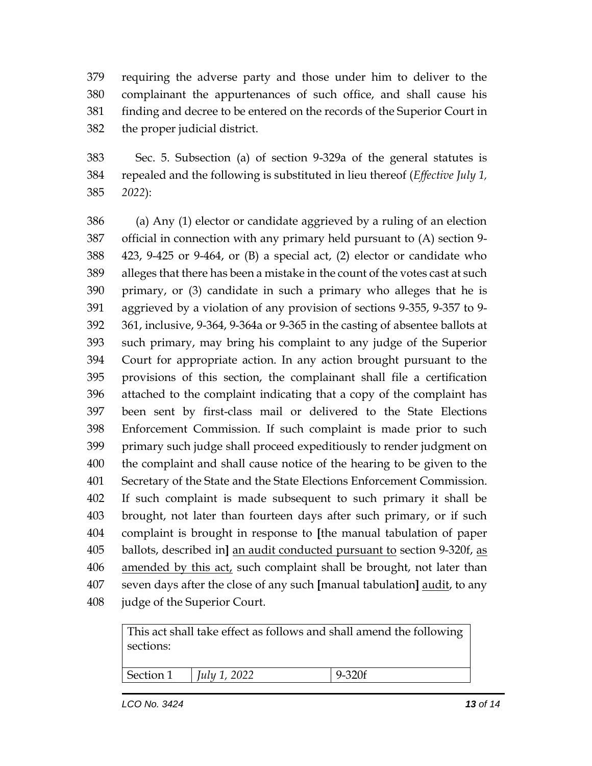requiring the adverse party and those under him to deliver to the complainant the appurtenances of such office, and shall cause his finding and decree to be entered on the records of the Superior Court in the proper judicial district.

Sec. 5. Subsection (a) of section 9-329a of the general statutes is repealed and the following is substituted in lieu thereof (*Effective July 1, 2022*):

(a) Any (1) elector or candidate aggrieved by a ruling of an election official in connection with any primary held pursuant to (A) section 9-423, 9-425 or 9-464, or (B) a special act, (2) elector or candidate who alleges that there has been a mistake in the count of the votes cast at such primary, or (3) candidate in such a primary who alleges that he is aggrieved by a violation of any provision of sections 9-355, 9-357 to 9-361, inclusive, 9-364, 9-364a or 9-365 in the casting of absentee ballots at such primary, may bring his complaint to any judge of the Superior Court for appropriate action. In any action brought pursuant to the provisions of this section, the complainant shall file a certification attached to the complaint indicating that a copy of the complaint has been sent by first-class mail or delivered to the State Elections Enforcement Commission. If such complaint is made prior to such primary such judge shall proceed expeditiously to render judgment on the complaint and shall cause notice of the hearing to be given to the Secretary of the State and the State Elections Enforcement Commission. If such complaint is made subsequent to such primary it shall be brought, not later than fourteen days after such primary, or if such complaint is brought in response to **[**the manual tabulation of paper ballots, described in**]** <u>an audit conducted pursuant to</u> section 9-320f, <u>as amended by this act,</u> such complaint shall be brought, not later than seven days after the close of any such **[**manual tabulation**]** <u>audit</u>, to any judge of the Superior Court.

| This act shall take effect as follows and shall amend the following sections: | | |
|---|---|---|
| Section 1 | *July 1, 2022* | 9-320f |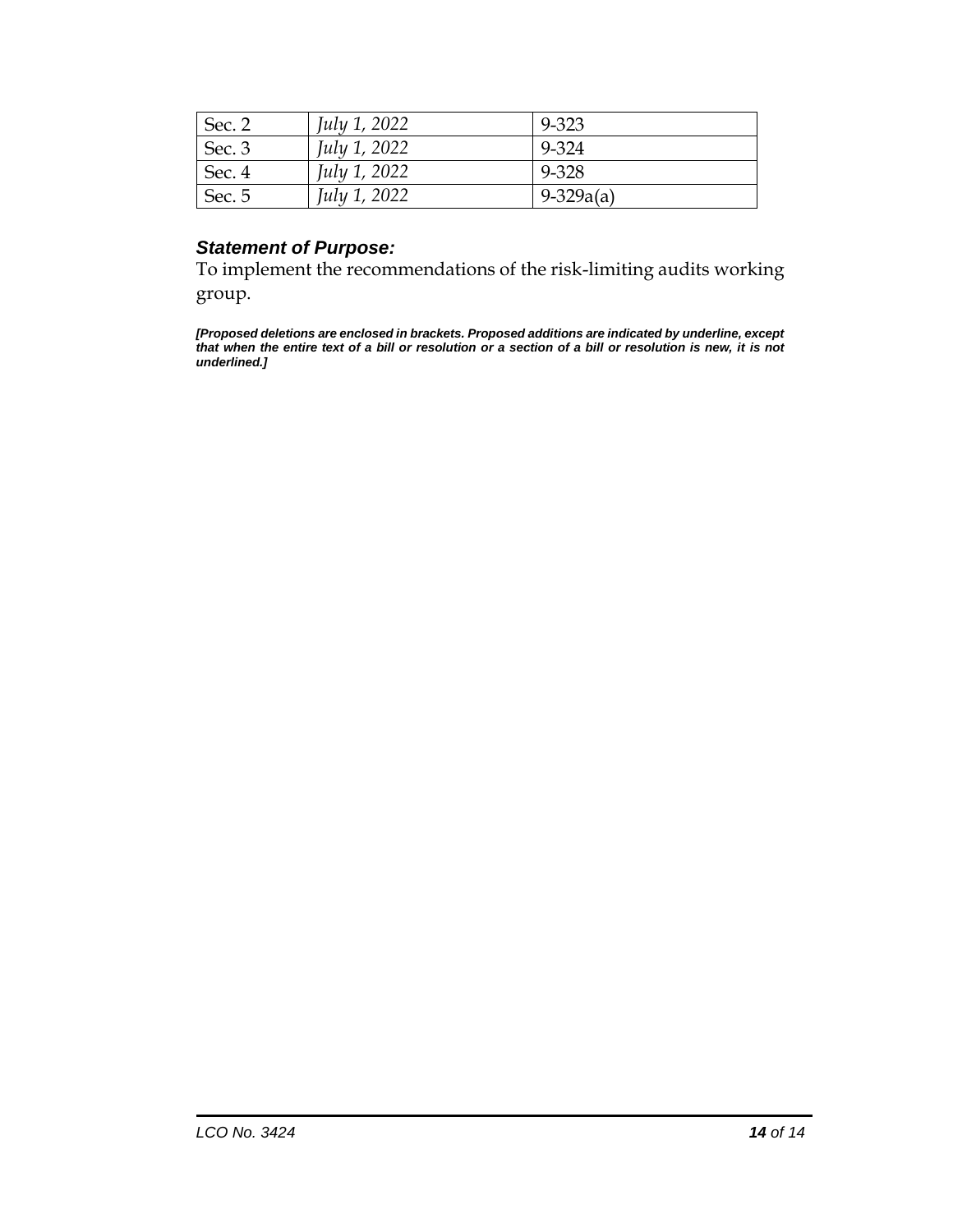| | | |
|---|---|---|
| Sec. 2 | *July 1, 2022* | 9-323 |
| Sec. 3 | *July 1, 2022* | 9-324 |
| Sec. 4 | *July 1, 2022* | 9-328 |
| Sec. 5 | *July 1, 2022* | 9-329a(a) |

### *Statement of Purpose:*

To implement the recommendations of the risk-limiting audits working group.

***[Proposed deletions are enclosed in brackets. Proposed additions are indicated by underline, except that when the entire text of a bill or resolution or a section of a bill or resolution is new, it is not underlined.]***